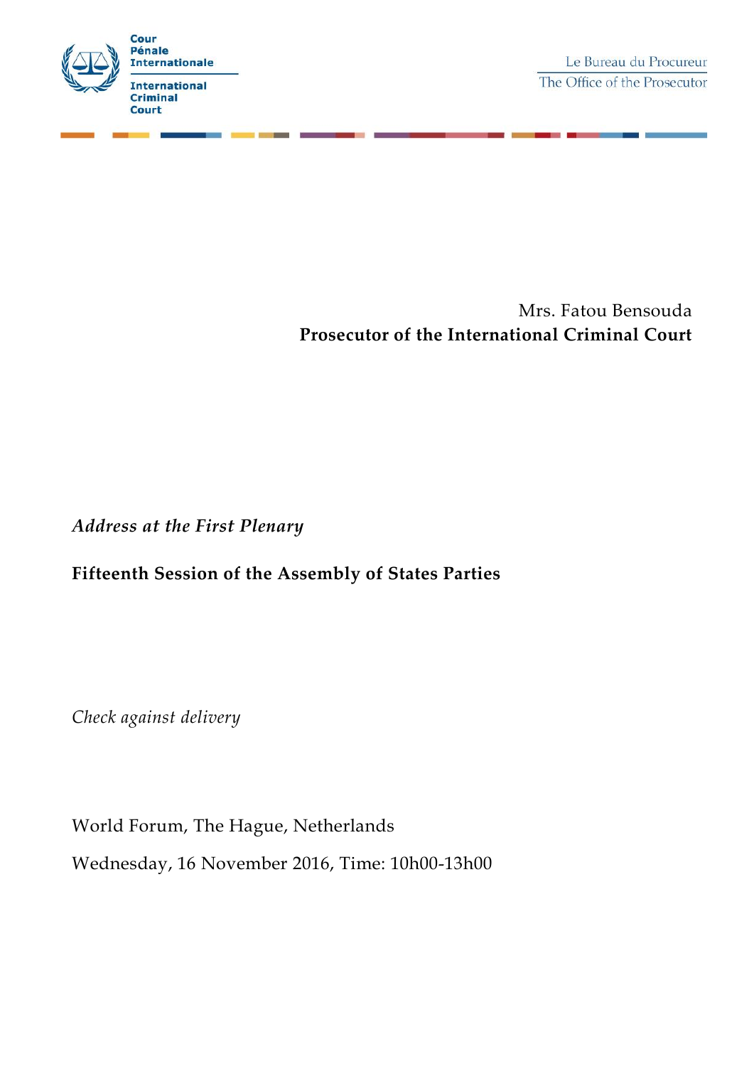Cour Pénale Internationale

International Criminal Court

Le Bureau du Procureur

The Office of the Prosecutor

Mrs. Fatou Bensouda

**Prosecutor of the International Criminal Court**

*Address at the First Plenary*

**Fifteenth Session of the Assembly of States Parties**

*Check against delivery*

World Forum, The Hague, Netherlands

Wednesday, 16 November 2016, Time: 10h00-13h00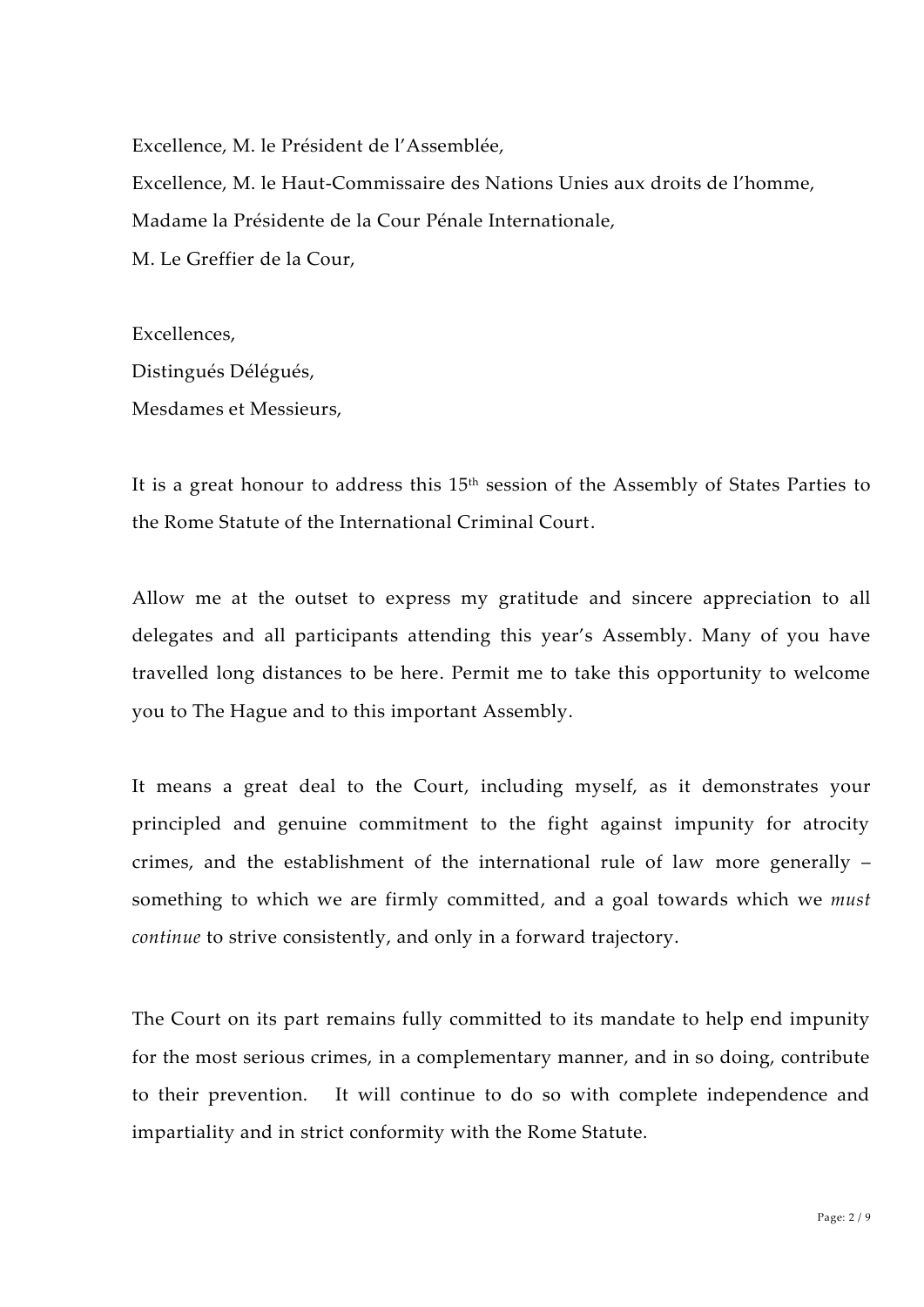Excellence, M. le Président de l'Assemblée,

Excellence, M. le Haut-Commissaire des Nations Unies aux droits de l'homme,

Madame la Présidente de la Cour Pénale Internationale,

M. Le Greffier de la Cour,

Excellences,

Distingués Délégués,

Mesdames et Messieurs,

It is a great honour to address this 15th session of the Assembly of States Parties to the Rome Statute of the International Criminal Court.

Allow me at the outset to express my gratitude and sincere appreciation to all delegates and all participants attending this year's Assembly. Many of you have travelled long distances to be here. Permit me to take this opportunity to welcome you to The Hague and to this important Assembly.

It means a great deal to the Court, including myself, as it demonstrates your principled and genuine commitment to the fight against impunity for atrocity crimes, and the establishment of the international rule of law more generally – something to which we are firmly committed, and a goal towards which we *must continue* to strive consistently, and only in a forward trajectory.

The Court on its part remains fully committed to its mandate to help end impunity for the most serious crimes, in a complementary manner, and in so doing, contribute to their prevention. It will continue to do so with complete independence and impartiality and in strict conformity with the Rome Statute.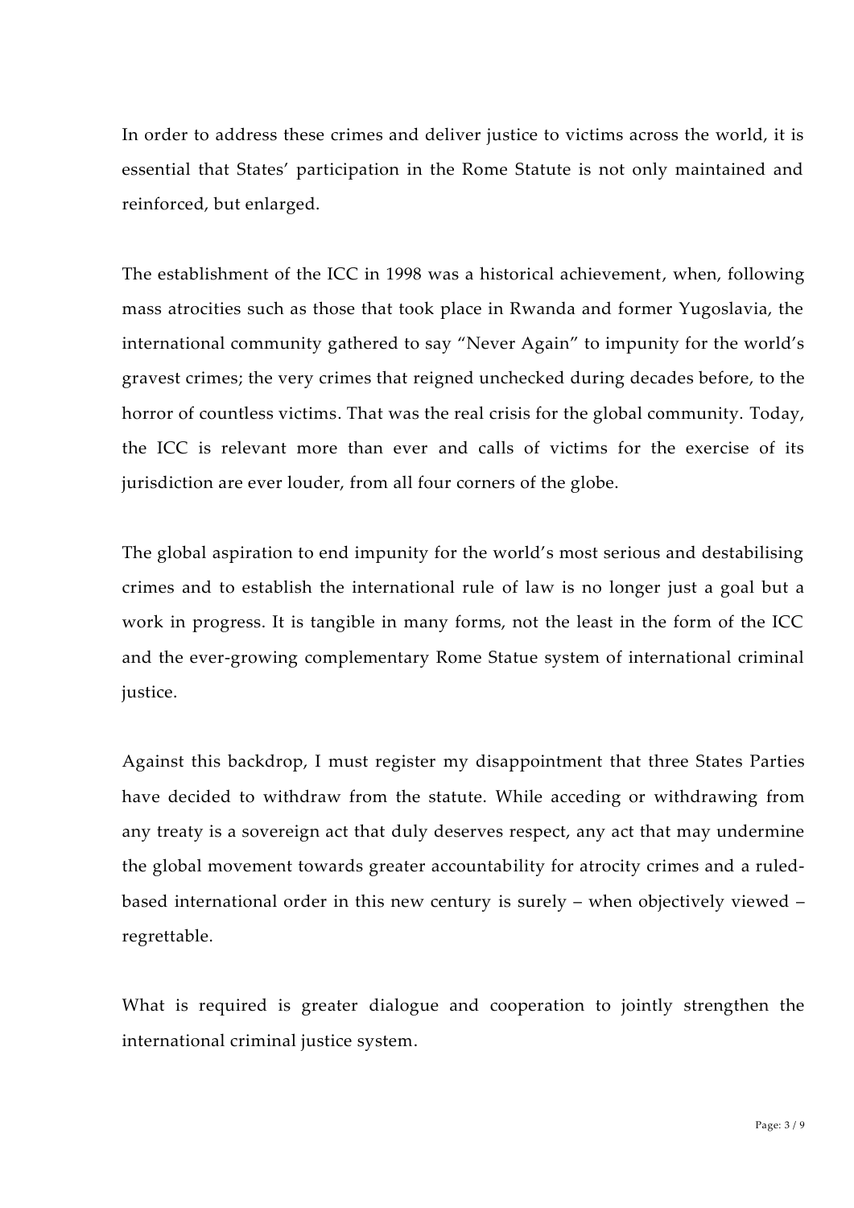In order to address these crimes and deliver justice to victims across the world, it is essential that States' participation in the Rome Statute is not only maintained and reinforced, but enlarged.

The establishment of the ICC in 1998 was a historical achievement, when, following mass atrocities such as those that took place in Rwanda and former Yugoslavia, the international community gathered to say "Never Again" to impunity for the world's gravest crimes; the very crimes that reigned unchecked during decades before, to the horror of countless victims. That was the real crisis for the global community. Today, the ICC is relevant more than ever and calls of victims for the exercise of its jurisdiction are ever louder, from all four corners of the globe.

The global aspiration to end impunity for the world's most serious and destabilising crimes and to establish the international rule of law is no longer just a goal but a work in progress. It is tangible in many forms, not the least in the form of the ICC and the ever-growing complementary Rome Statue system of international criminal justice.

Against this backdrop, I must register my disappointment that three States Parties have decided to withdraw from the statute. While acceding or withdrawing from any treaty is a sovereign act that duly deserves respect, any act that may undermine the global movement towards greater accountability for atrocity crimes and a ruled-based international order in this new century is surely – when objectively viewed – regrettable.

What is required is greater dialogue and cooperation to jointly strengthen the international criminal justice system.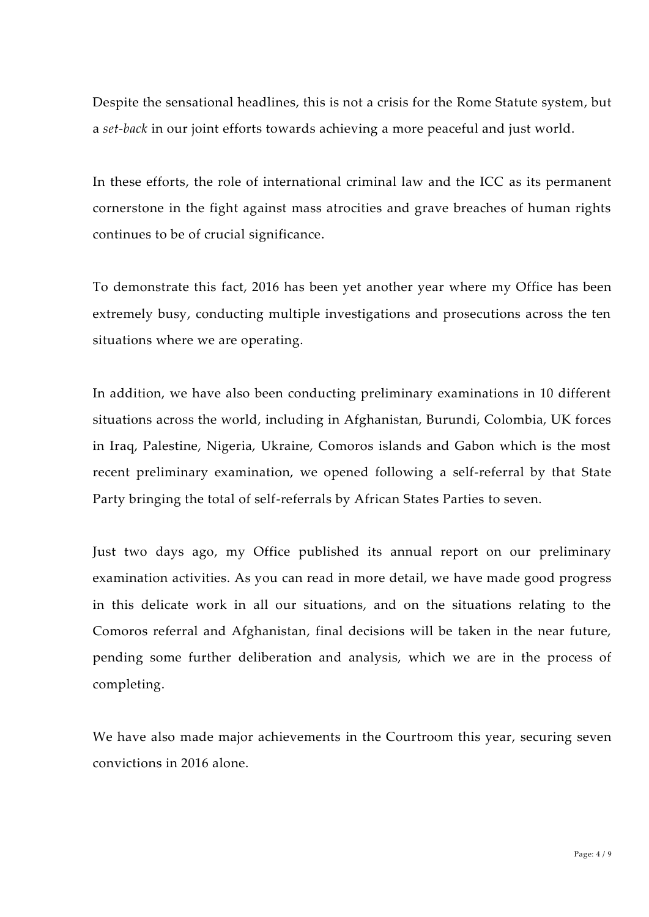Despite the sensational headlines, this is not a crisis for the Rome Statute system, but a *set-back* in our joint efforts towards achieving a more peaceful and just world.

In these efforts, the role of international criminal law and the ICC as its permanent cornerstone in the fight against mass atrocities and grave breaches of human rights continues to be of crucial significance.

To demonstrate this fact, 2016 has been yet another year where my Office has been extremely busy, conducting multiple investigations and prosecutions across the ten situations where we are operating.

In addition, we have also been conducting preliminary examinations in 10 different situations across the world, including in Afghanistan, Burundi, Colombia, UK forces in Iraq, Palestine, Nigeria, Ukraine, Comoros islands and Gabon which is the most recent preliminary examination, we opened following a self-referral by that State Party bringing the total of self-referrals by African States Parties to seven.

Just two days ago, my Office published its annual report on our preliminary examination activities. As you can read in more detail, we have made good progress in this delicate work in all our situations, and on the situations relating to the Comoros referral and Afghanistan, final decisions will be taken in the near future, pending some further deliberation and analysis, which we are in the process of completing.

We have also made major achievements in the Courtroom this year, securing seven convictions in 2016 alone.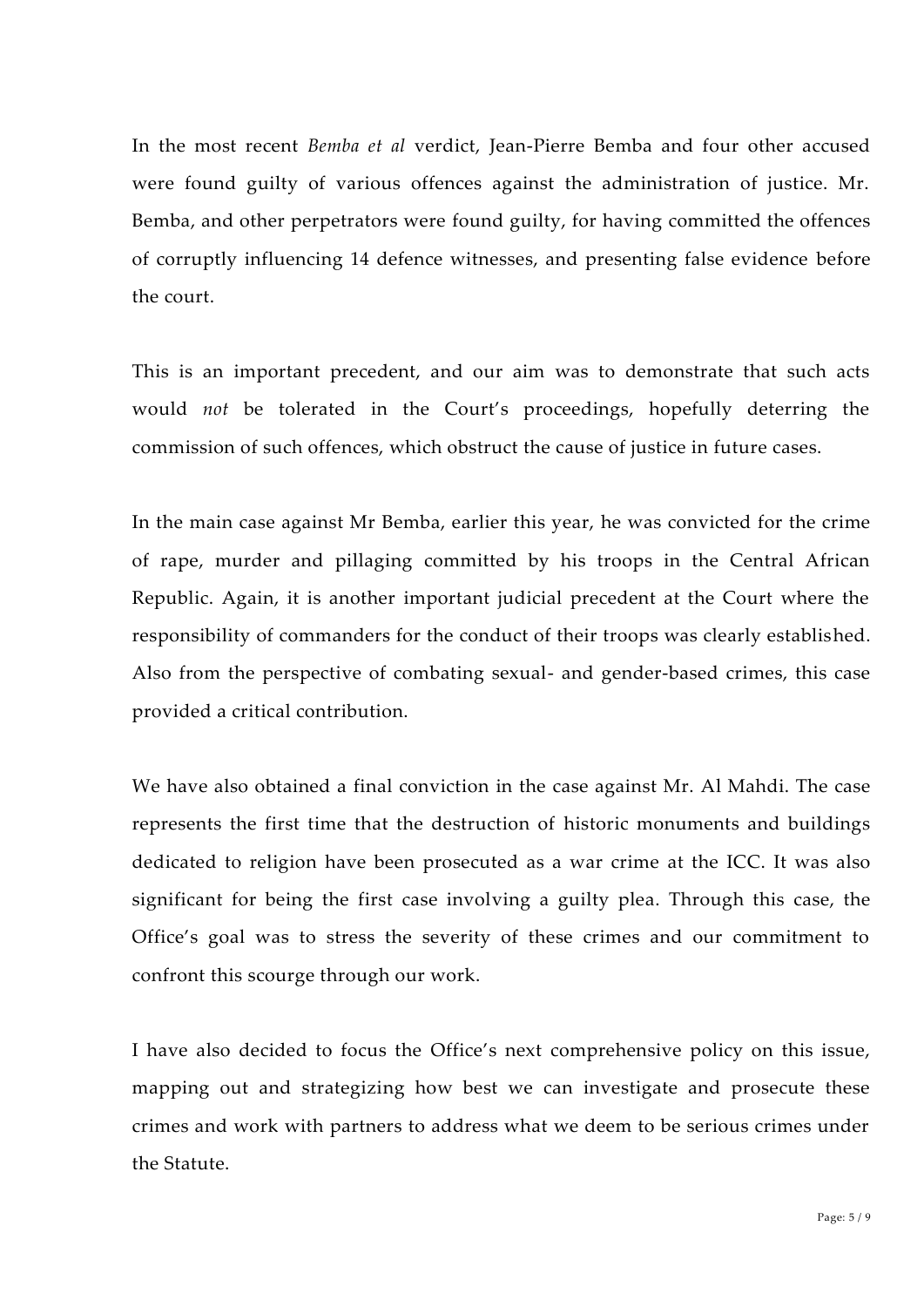In the most recent *Bemba et al* verdict, Jean-Pierre Bemba and four other accused were found guilty of various offences against the administration of justice. Mr. Bemba, and other perpetrators were found guilty, for having committed the offences of corruptly influencing 14 defence witnesses, and presenting false evidence before the court.

This is an important precedent, and our aim was to demonstrate that such acts would *not* be tolerated in the Court's proceedings, hopefully deterring the commission of such offences, which obstruct the cause of justice in future cases.

In the main case against Mr Bemba, earlier this year, he was convicted for the crime of rape, murder and pillaging committed by his troops in the Central African Republic. Again, it is another important judicial precedent at the Court where the responsibility of commanders for the conduct of their troops was clearly established. Also from the perspective of combating sexual- and gender-based crimes, this case provided a critical contribution.

We have also obtained a final conviction in the case against Mr. Al Mahdi. The case represents the first time that the destruction of historic monuments and buildings dedicated to religion have been prosecuted as a war crime at the ICC. It was also significant for being the first case involving a guilty plea. Through this case, the Office's goal was to stress the severity of these crimes and our commitment to confront this scourge through our work.

I have also decided to focus the Office's next comprehensive policy on this issue, mapping out and strategizing how best we can investigate and prosecute these crimes and work with partners to address what we deem to be serious crimes under the Statute.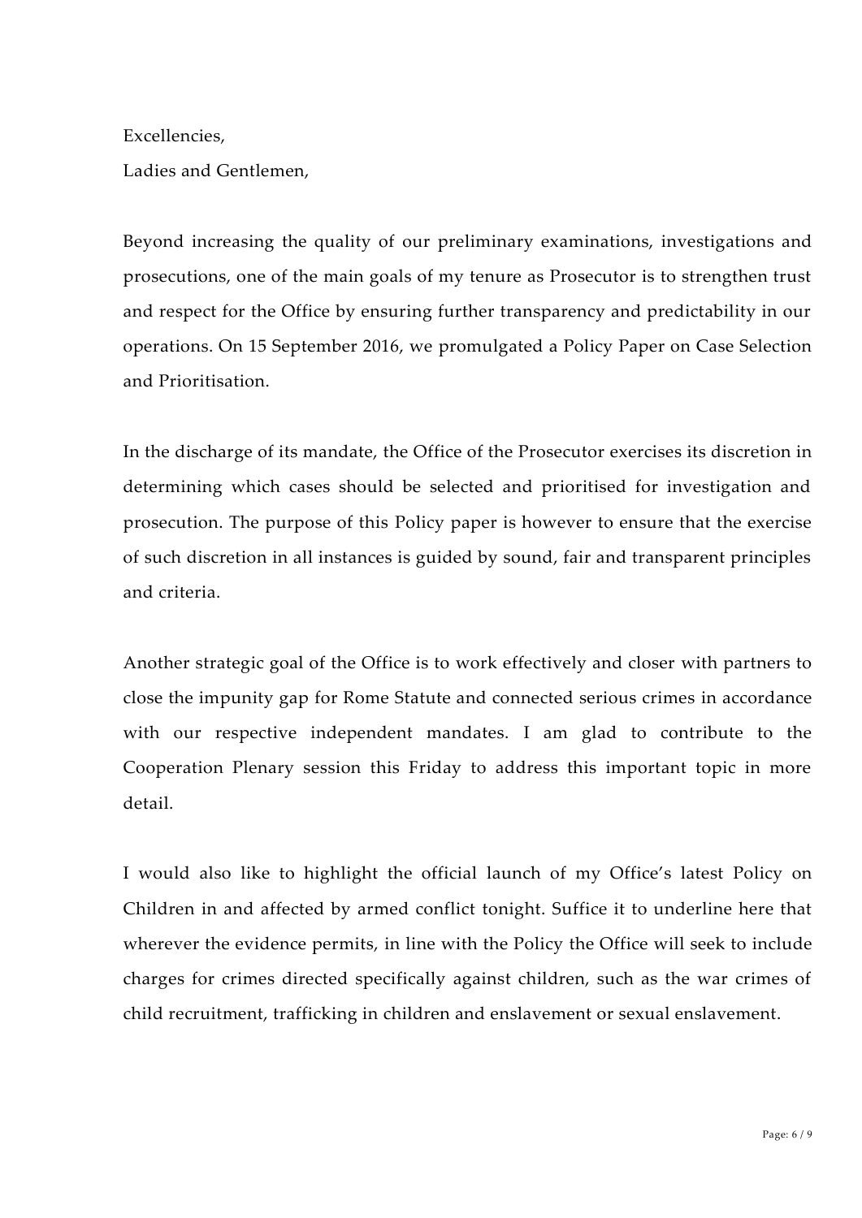Excellencies,

Ladies and Gentlemen,

Beyond increasing the quality of our preliminary examinations, investigations and prosecutions, one of the main goals of my tenure as Prosecutor is to strengthen trust and respect for the Office by ensuring further transparency and predictability in our operations. On 15 September 2016, we promulgated a Policy Paper on Case Selection and Prioritisation.

In the discharge of its mandate, the Office of the Prosecutor exercises its discretion in determining which cases should be selected and prioritised for investigation and prosecution. The purpose of this Policy paper is however to ensure that the exercise of such discretion in all instances is guided by sound, fair and transparent principles and criteria.

Another strategic goal of the Office is to work effectively and closer with partners to close the impunity gap for Rome Statute and connected serious crimes in accordance with our respective independent mandates. I am glad to contribute to the Cooperation Plenary session this Friday to address this important topic in more detail.

I would also like to highlight the official launch of my Office's latest Policy on Children in and affected by armed conflict tonight. Suffice it to underline here that wherever the evidence permits, in line with the Policy the Office will seek to include charges for crimes directed specifically against children, such as the war crimes of child recruitment, trafficking in children and enslavement or sexual enslavement.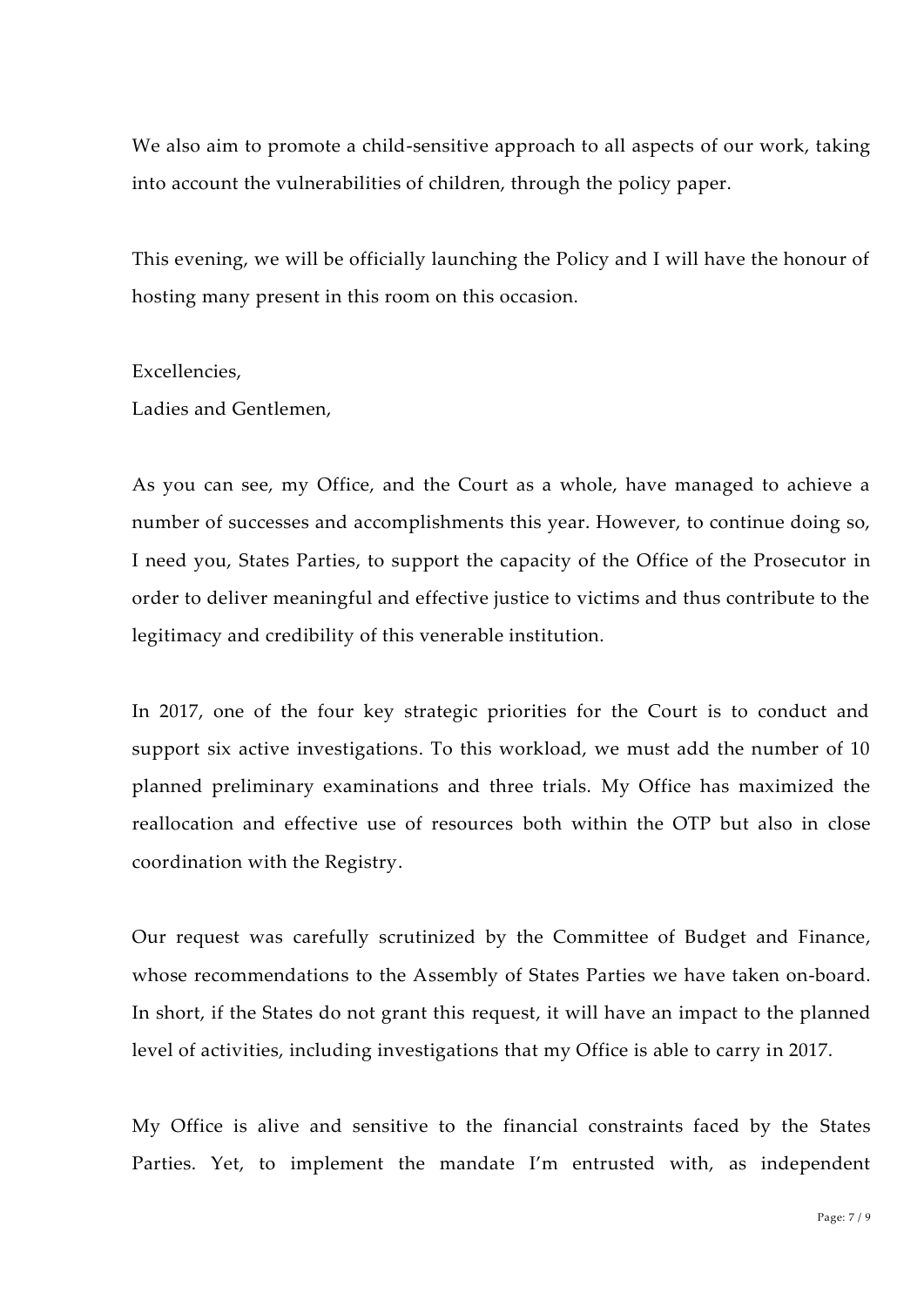We also aim to promote a child-sensitive approach to all aspects of our work, taking into account the vulnerabilities of children, through the policy paper.

This evening, we will be officially launching the Policy and I will have the honour of hosting many present in this room on this occasion.

Excellencies,
Ladies and Gentlemen,

As you can see, my Office, and the Court as a whole, have managed to achieve a number of successes and accomplishments this year. However, to continue doing so, I need you, States Parties, to support the capacity of the Office of the Prosecutor in order to deliver meaningful and effective justice to victims and thus contribute to the legitimacy and credibility of this venerable institution.

In 2017, one of the four key strategic priorities for the Court is to conduct and support six active investigations. To this workload, we must add the number of 10 planned preliminary examinations and three trials. My Office has maximized the reallocation and effective use of resources both within the OTP but also in close coordination with the Registry.

Our request was carefully scrutinized by the Committee of Budget and Finance, whose recommendations to the Assembly of States Parties we have taken on-board. In short, if the States do not grant this request, it will have an impact to the planned level of activities, including investigations that my Office is able to carry in 2017.

My Office is alive and sensitive to the financial constraints faced by the States Parties. Yet, to implement the mandate I'm entrusted with, as independent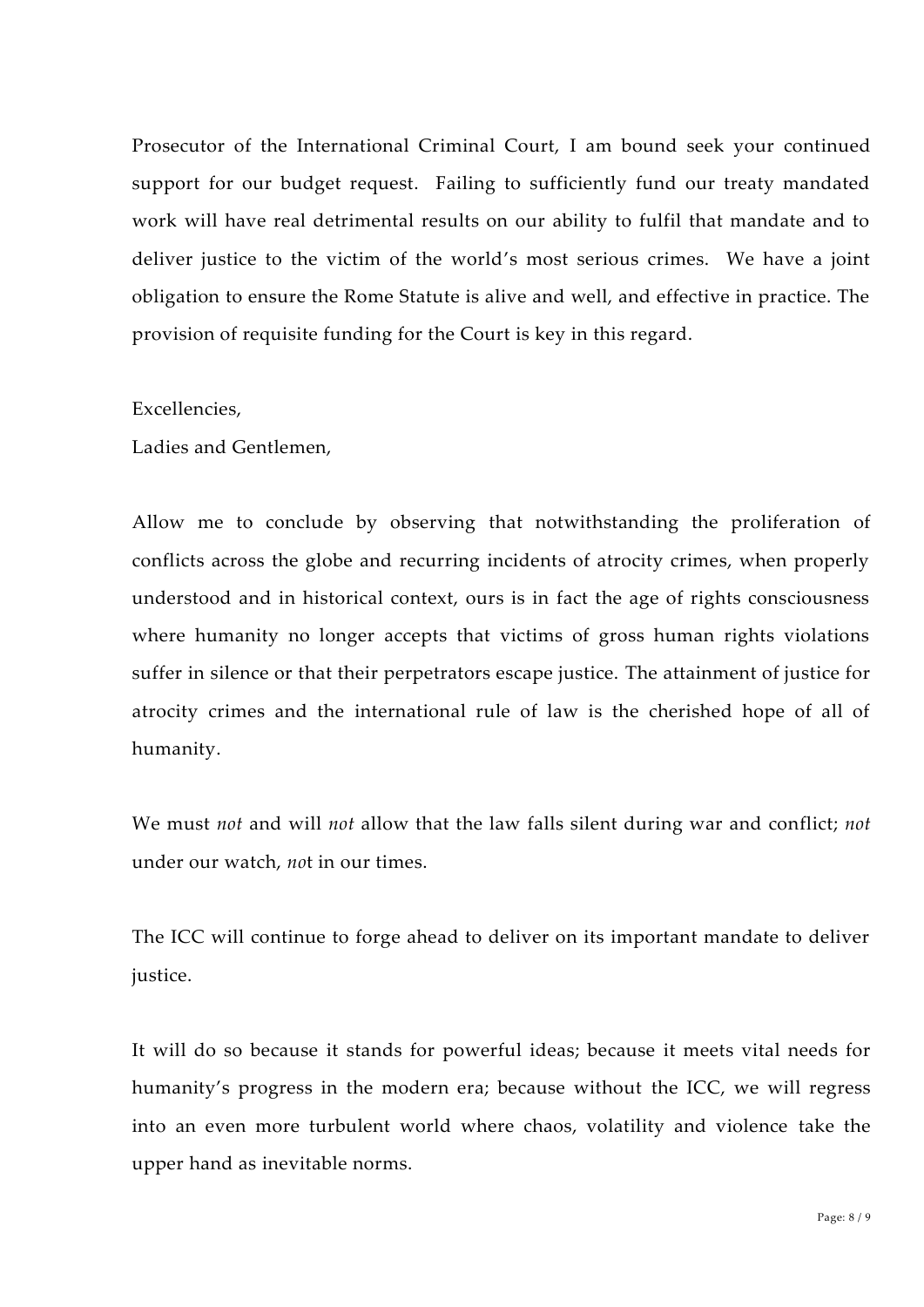Prosecutor of the International Criminal Court, I am bound seek your continued support for our budget request. Failing to sufficiently fund our treaty mandated work will have real detrimental results on our ability to fulfil that mandate and to deliver justice to the victim of the world's most serious crimes. We have a joint obligation to ensure the Rome Statute is alive and well, and effective in practice. The provision of requisite funding for the Court is key in this regard.

Excellencies,
Ladies and Gentlemen,

Allow me to conclude by observing that notwithstanding the proliferation of conflicts across the globe and recurring incidents of atrocity crimes, when properly understood and in historical context, ours is in fact the age of rights consciousness where humanity no longer accepts that victims of gross human rights violations suffer in silence or that their perpetrators escape justice. The attainment of justice for atrocity crimes and the international rule of law is the cherished hope of all of humanity.

We must *not* and will *not* allow that the law falls silent during war and conflict; *not* under our watch, *no*t in our times.

The ICC will continue to forge ahead to deliver on its important mandate to deliver justice.

It will do so because it stands for powerful ideas; because it meets vital needs for humanity's progress in the modern era; because without the ICC, we will regress into an even more turbulent world where chaos, volatility and violence take the upper hand as inevitable norms.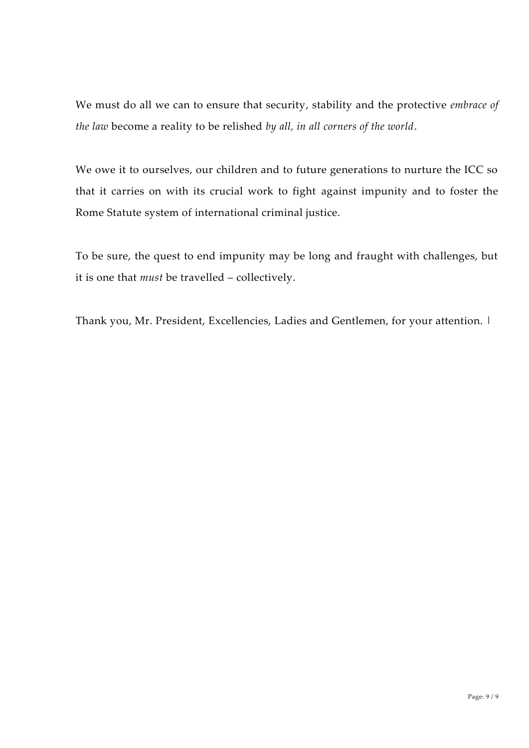We must do all we can to ensure that security, stability and the protective *embrace of the law* become a reality to be relished *by all, in all corners of the world*.

We owe it to ourselves, our children and to future generations to nurture the ICC so that it carries on with its crucial work to fight against impunity and to foster the Rome Statute system of international criminal justice.

To be sure, the quest to end impunity may be long and fraught with challenges, but it is one that *must* be travelled – collectively.

Thank you, Mr. President, Excellencies, Ladies and Gentlemen, for your attention. |